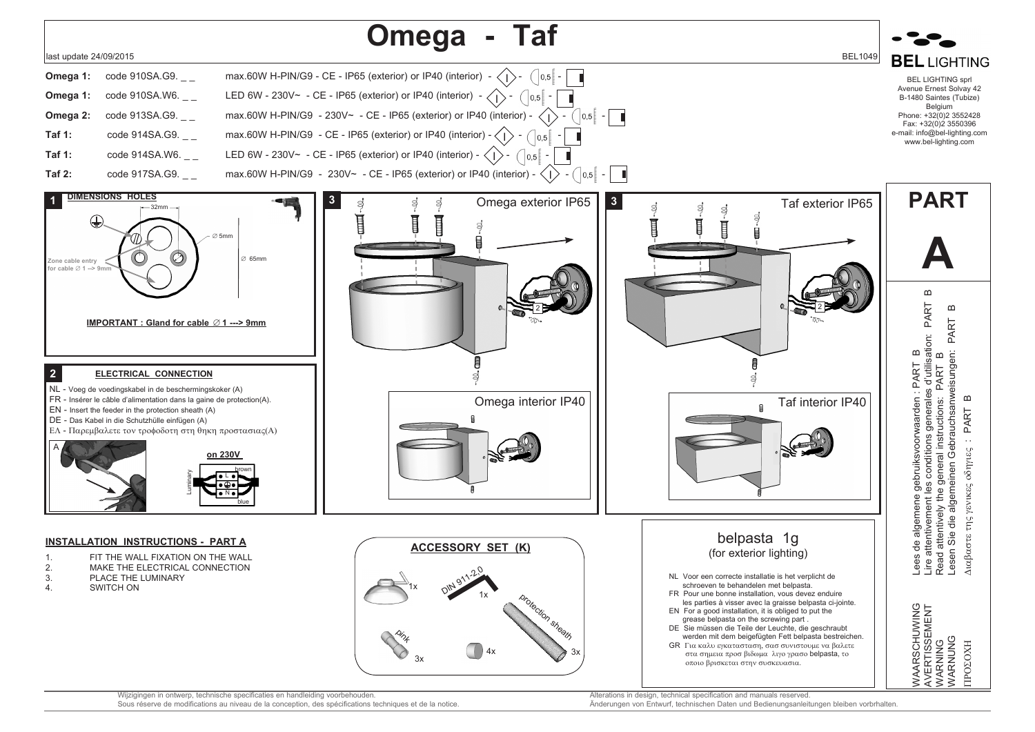# Omega - Taf

last update 24/09/2015

BEL1049

| | | |
|---|---|---|
| **Omega 1:** | code 910SA.G9. _ _ | max.60W H-PIN/G9 - CE - IP65 (exterior) or IP40 (interior) - 0,5 |
| **Omega 1:** | code 910SA.W6. _ _ | LED 6W - 230V~ - CE - IP65 (exterior) or IP40 (interior) - 0,5 |
| **Omega 2:** | code 913SA.G9. _ _ | max.60W H-PIN/G9 - 230V~ - CE - IP65 (exterior) or IP40 (interior) - 0,5 |
| **Taf 1:** | code 914SA.G9. _ _ | max.60W H-PIN/G9 - CE - IP65 (exterior) or IP40 (interior) - 0,5 |
| **Taf 1:** | code 914SA.W6. _ _ | LED 6W - 230V~ - CE - IP65 (exterior) or IP40 (interior) - 0,5 |
| **Taf 2:** | code 917SA.G9. _ _ | max.60W H-PIN/G9 - 230V~ - CE - IP65 (exterior) or IP40 (interior) - 0,5 |

**BEL LIGHTING**

BEL LIGHTING sprl
Avenue Ernest Solvay 42
B-1480 Saintes (Tubize)
Belgium
Phone: +32(0)2 3552428
Fax: +32(0)2 3550396
e-mail: info@bel-lighting.com
www.bel-lighting.com

## 1 DIMENSIONS HOLES

32mm

∅ 5mm

∅ 65mm

Zone cable entry for cable ∅ 1 --> 9mm

**IMPORTANT : Gland for cable ∅ 1 ---> 9mm**

## 2 ELECTRICAL CONNECTION

NL - Voeg de voedingskabel in de beschermingskoker (A)
FR - Insérer le câble d'alimentation dans la gaine de protection(A).
EN - Insert the feeder in the protection sheath (A)
DE - Das Kabel in die Schutzhülle einfügen (A)
ΕΛ - Παρεμβαλετε τον τροφοδοτη στη θηκη προστασιας(A)

A

**on 230V**

Luminary — L brown — N blue

## 3 Omega exterior IP65

Omega interior IP40

## 3 Taf exterior IP65

Taf interior IP40

# PART A

Lees de algemene gebruiksvoorwaarden : PART B
Lire attentivement les conditions generales d'utilisation: PART B
Read attentively the general instructions: PART B
Lesen Sie die algemeinen Gebrauchsanweisungen: PART B
Διαβαστε τις γενικες οδηγιες : PART B

WAARSCHUWING
AVERTISSEMENT
WARNING
WARNUNG
ΠΡΟΣΟΧΗ

### INSTALLATION INSTRUCTIONS - PART A

1. FIT THE WALL FIXATION ON THE WALL
2. MAKE THE ELECTRICAL CONNECTION
3. PLACE THE LUMINARY
4. SWITCH ON

### ACCESSORY SET (K)

1x — DIN 911-2,0 1x — protection sheath 3x — pink 3x — 4x

### belpasta 1g
(for exterior lighting)

NL Voor een correcte installatie is het verplicht de schroeven te behandelen met belpasta.
FR Pour une bonne installation, vous devez enduire les parties à visser avec la graisse belpasta ci-jointe.
EN For a good installation, it is obliged to put the grease belpasta on the screwing part .
DE Sie müssen die Teile der Leuchte, die geschraubt werden mit dem beigefügten Fett belpasta bestreichen.
GR Για καλυ εγκαταστασηη, σασ συνιστουμε να βαλετε στα σημεια προσ βιδωμα λιγο γρασο belpasta, το οποιο βρισκεται στην συσκευασια.

Wijzigingen in ontwerp, technische specificaties en handleiding voorbehouden.
Sous réserve de modifications au niveau de la conception, des spécifications techniques et de la notice.
Alterations in design, technical specification and manuals reserved.
Änderungen von Entwurf, technischen Daten und Bedienungsanleitungen bleiben vorbrhalten.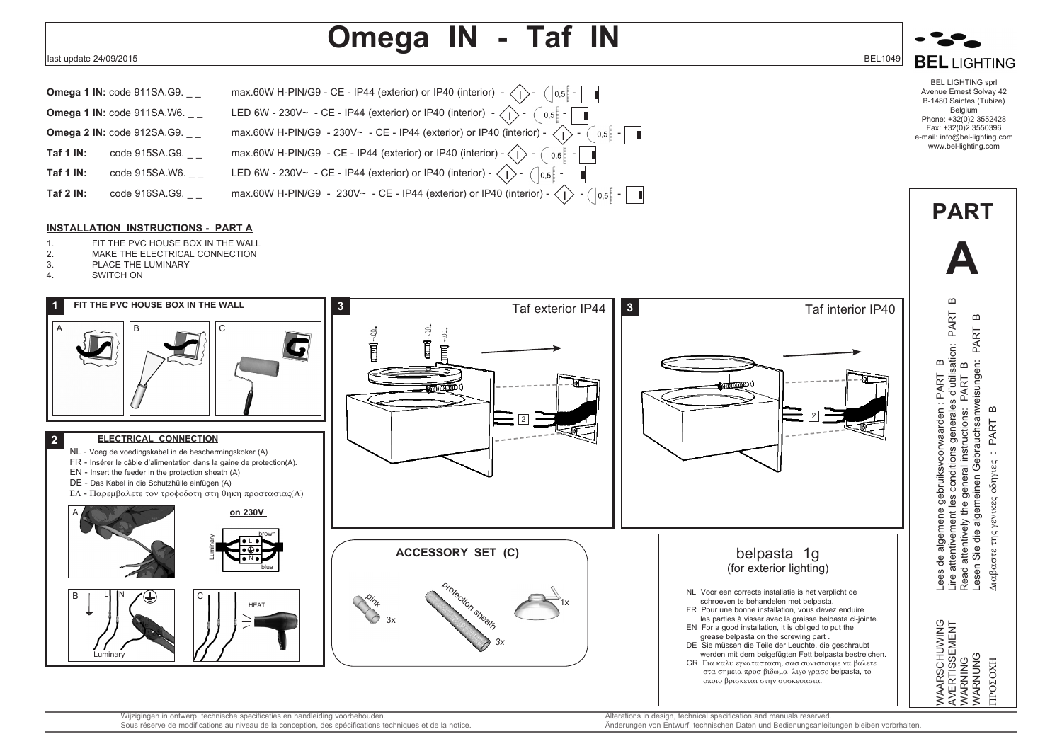# Omega IN - Taf IN

last update 24/09/2015

BEL1049

**BEL** LIGHTING

BEL LIGHTING sprl
Avenue Ernest Solvay 42
B-1480 Saintes (Tubize)
Belgium
Phone: +32(0)2 3552428
Fax: +32(0)2 3550396
e-mail: info@bel-lighting.com
www.bel-lighting.com

| | | |
|---|---|---|
| **Omega 1 IN:** | code 911SA.G9. _ _ | max.60W H-PIN/G9 - CE - IP44 (exterior) or IP40 (interior) - 0,5 |
| **Omega 1 IN:** | code 911SA.W6. _ _ | LED 6W - 230V~ - CE - IP44 (exterior) or IP40 (interior) - 0,5 |
| **Omega 2 IN:** | code 912SA.G9. _ _ | max.60W H-PIN/G9 - 230V~ - CE - IP44 (exterior) or IP40 (interior) - 0,5 |
| **Taf 1 IN:** | code 915SA.G9. _ _ | max.60W H-PIN/G9 - CE - IP44 (exterior) or IP40 (interior) - 0,5 |
| **Taf 1 IN:** | code 915SA.W6. _ _ | LED 6W - 230V~ - CE - IP44 (exterior) or IP40 (interior) - 0,5 |
| **Taf 2 IN:** | code 916SA.G9. _ _ | max.60W H-PIN/G9 - 230V~ - CE - IP44 (exterior) or IP40 (interior) - 0,5 |

## PART A

### INSTALLATION INSTRUCTIONS - PART A

1. FIT THE PVC HOUSE BOX IN THE WALL
2. MAKE THE ELECTRICAL CONNECTION
3. PLACE THE LUMINARY
4. SWITCH ON

**1 FIT THE PVC HOUSE BOX IN THE WALL**

A B C

**2 ELECTRICAL CONNECTION**

NL - Voeg de voedingskabel in de beschermingskoker (A)
FR - Insérer le câble d'alimentation dans la gaine de protection(A).
EN - Insert the feeder in the protection sheath (A)
DE - Das Kabel in die Schutzhülle einfügen (A)
ΕΛ - Παρεμβαλετε τον τροφοδοτη στη θηκη προστασιας(A)

A

**on 230V**

Luminary
brown
L
N
blue

B
L N
Luminary

C
HEAT

**3** Taf exterior IP44

2

**3** Taf interior IP40

2

**ACCESSORY SET (C)**

pink 3x
protection sheath 3x
1x

belpasta 1g
(for exterior lighting)

NL Voor een correcte installatie is het verplicht de schroeven te behandelen met belpasta.
FR Pour une bonne installation, vous devez enduire les parties à visser avec la graisse belpasta ci-jointe.
EN For a good installation, it is obliged to put the grease belpasta on the screwing part .
DE Sie müssen die Teile der Leuchte, die geschraubt werden mit dem beigefügten Fett belpasta bestreichen.
GR Για καλυ εγκατασταση, σας συνιστουμε να βαλετε στα σημεια προς βιδωμα λιγο γρασο belpasta, το οποιο βρισκεται στην συσκευασια.

WAARSCHUWING
AVERTISSEMENT
WARNING
WARNUNG
ΠΡΟΣΟΧΗ

Lees de algemene gebruiksvoorwaarden : PART B
Lire attentivement les conditions generales d'utilisation: PART B
Read attentively the general instructions: PART B
Lesen Sie die algemeinen Gebrauchsanweisungen: PART B
Διαβαστε της γενικες οδηγιες : PART B

Wijzigingen in ontwerp, technische specificaties en handleiding voorbehouden.
Sous réserve de modifications au niveau de la conception, des spécifications techniques et de la notice.
Alterations in design, technical specification and manuals reserved.
Änderungen von Entwurf, technischen Daten und Bedienungsanleitungen bleiben vorbrhalten.